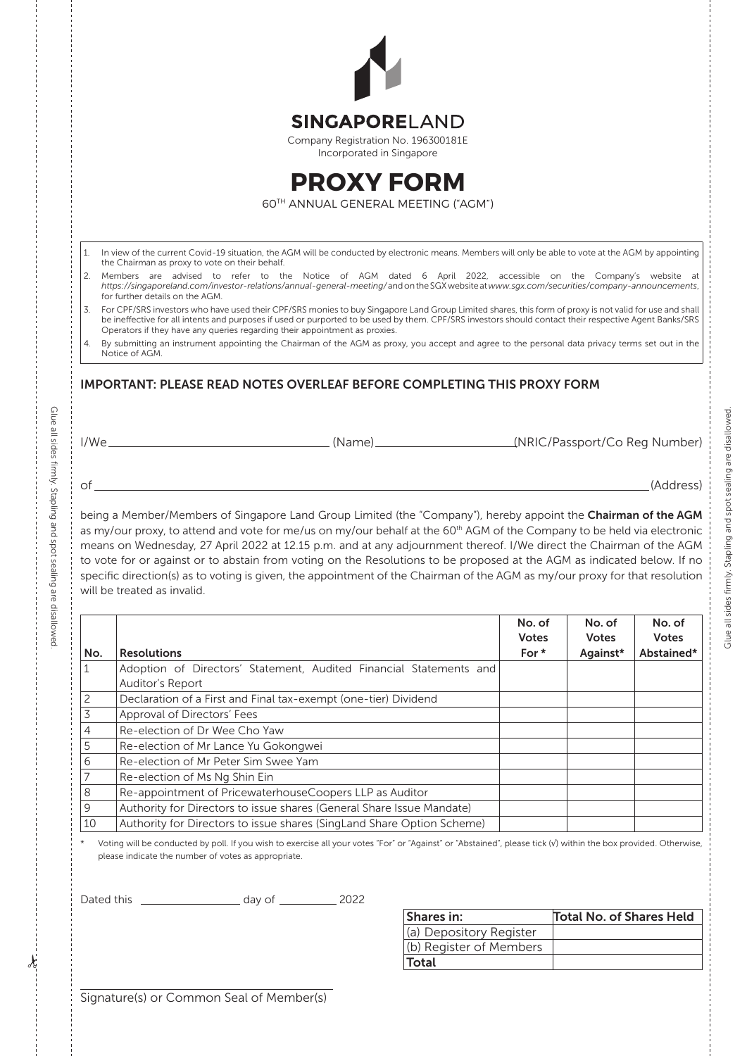**SINGAPORELAND**

Company Registration No. 196300181E
Incorporated in Singapore

# PROXY FORM

60TH ANNUAL GENERAL MEETING ("AGM")

1. In view of the current Covid-19 situation, the AGM will be conducted by electronic means. Members will only be able to vote at the AGM by appointing the Chairman as proxy to vote on their behalf.
2. Members are advised to refer to the Notice of AGM dated 6 April 2022, accessible on the Company's website at *https://singaporeland.com/investor-relations/annual-general-meeting/* and on the SGX website at *www.sgx.com/securities/company-announcements*, for further details on the AGM.
3. For CPF/SRS investors who have used their CPF/SRS monies to buy Singapore Land Group Limited shares, this form of proxy is not valid for use and shall be ineffective for all intents and purposes if used or purported to be used by them. CPF/SRS investors should contact their respective Agent Banks/SRS Operators if they have any queries regarding their appointment as proxies.
4. By submitting an instrument appointing the Chairman of the AGM as proxy, you accept and agree to the personal data privacy terms set out in the Notice of AGM.

## IMPORTANT: PLEASE READ NOTES OVERLEAF BEFORE COMPLETING THIS PROXY FORM

I/We ______________________ (Name) ______________________ (NRIC/Passport/Co Reg Number)

of __________________________________________________________________ (Address)

being a Member/Members of Singapore Land Group Limited (the "Company"), hereby appoint the **Chairman of the AGM** as my/our proxy, to attend and vote for me/us on my/our behalf at the 60th AGM of the Company to be held via electronic means on Wednesday, 27 April 2022 at 12.15 p.m. and at any adjournment thereof. I/We direct the Chairman of the AGM to vote for or against or to abstain from voting on the Resolutions to be proposed at the AGM as indicated below. If no specific direction(s) as to voting is given, the appointment of the Chairman of the AGM as my/our proxy for that resolution will be treated as invalid.

| No. | Resolutions | No. of Votes For * | No. of Votes Against* | No. of Votes Abstained* |
|---|---|---|---|---|
| 1 | Adoption of Directors' Statement, Audited Financial Statements and Auditor's Report | | | |
| 2 | Declaration of a First and Final tax-exempt (one-tier) Dividend | | | |
| 3 | Approval of Directors' Fees | | | |
| 4 | Re-election of Dr Wee Cho Yaw | | | |
| 5 | Re-election of Mr Lance Yu Gokongwei | | | |
| 6 | Re-election of Mr Peter Sim Swee Yam | | | |
| 7 | Re-election of Ms Ng Shin Ein | | | |
| 8 | Re-appointment of PricewaterhouseCoopers LLP as Auditor | | | |
| 9 | Authority for Directors to issue shares (General Share Issue Mandate) | | | |
| 10 | Authority for Directors to issue shares (SingLand Share Option Scheme) | | | |

\* Voting will be conducted by poll. If you wish to exercise all your votes "For" or "Against" or "Abstained", please tick (√) within the box provided. Otherwise, please indicate the number of votes as appropriate.

Dated this ______________ day of __________ 2022

| Shares in: | Total No. of Shares Held |
|---|---|
| (a) Depository Register | |
| (b) Register of Members | |
| **Total** | |

______________________________
Signature(s) or Common Seal of Member(s)

Glue all sides firmly. Stapling and spot sealing are disallowed.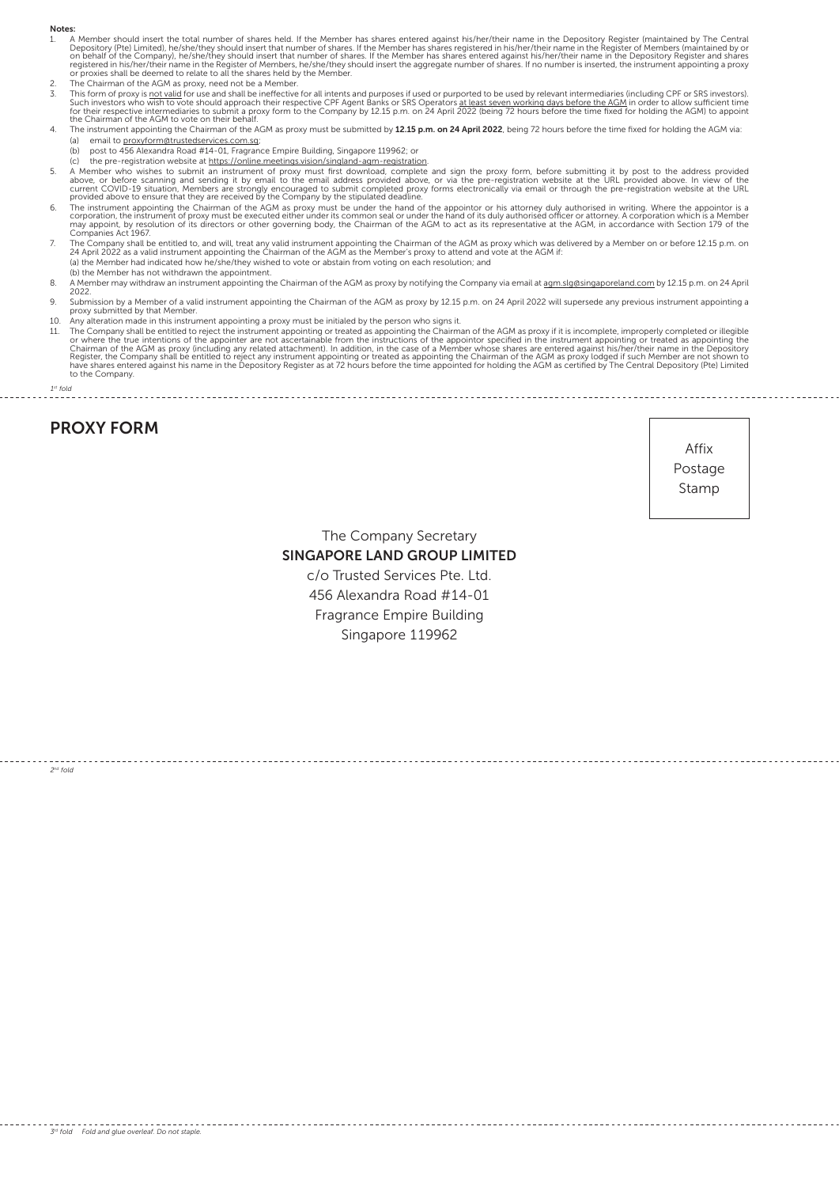**Notes:**

1. A Member should insert the total number of shares held. If the Member has shares entered against his/her/their name in the Depository Register (maintained by The Central Depository (Pte) Limited), he/she/they should insert that number of shares. If the Member has shares registered in his/her/their name in the Register of Members (maintained by or on behalf of the Company), he/she/they should insert that number of shares. If the Member has shares entered against his/her/their name in the Depository Register and shares registered in his/her/their name in the Register of Members, he/she/they should insert the aggregate number of shares. If no number is inserted, the instrument appointing a proxy or proxies shall be deemed to relate to all the shares held by the Member.
2. The Chairman of the AGM as proxy, need not be a Member.
3. This form of proxy is not valid for use and shall be ineffective for all intents and purposes if used or purported to be used by relevant intermediaries (including CPF or SRS investors). Such investors who wish to vote should approach their respective CPF Agent Banks or SRS Operators at least seven working days before the AGM in order to allow sufficient time for their respective intermediaries to submit a proxy form to the Company by 12.15 p.m. on 24 April 2022 (being 72 hours before the time fixed for holding the AGM) to appoint the Chairman of the AGM to vote on their behalf.
4. The instrument appointing the Chairman of the AGM as proxy must be submitted by **12.15 p.m. on 24 April 2022**, being 72 hours before the time fixed for holding the AGM via:
   (a) email to proxyform@trustedservices.com.sg;
   (b) post to 456 Alexandra Road #14-01, Fragrance Empire Building, Singapore 119962; or
   (c) the pre-registration website at https://online.meetings.vision/singland-agm-registration.
5. A Member who wishes to submit an instrument of proxy must first download, complete and sign the proxy form, before submitting it by post to the address provided above, or before scanning and sending it by email to the email address provided above, or via the pre-registration website at the URL provided above. In view of the current COVID-19 situation, Members are strongly encouraged to submit completed proxy forms electronically via email or through the pre-registration website at the URL provided above to ensure that they are received by the Company by the stipulated deadline.
6. The instrument appointing the Chairman of the AGM as proxy must be under the hand of the appointor or his attorney duly authorised in writing. Where the appointor is a corporation, the instrument of proxy must be executed either under its common seal or under the hand of its duly authorised officer or attorney. A corporation which is a Member may appoint, by resolution of its directors or other governing body, the Chairman of the AGM to act as its representative at the AGM, in accordance with Section 179 of the Companies Act 1967.
7. The Company shall be entitled to, and will, treat any valid instrument appointing the Chairman of the AGM as proxy which was delivered by a Member on or before 12.15 p.m. on 24 April 2022 as a valid instrument appointing the Chairman of the AGM as the Member's proxy to attend and vote at the AGM if:
   (a) the Member had indicated how he/she/they wished to vote or abstain from voting on each resolution; and
   (b) the Member has not withdrawn the appointment.
8. A Member may withdraw an instrument appointing the Chairman of the AGM as proxy by notifying the Company via email at agm.slg@singaporeland.com by 12.15 p.m. on 24 April 2022.
9. Submission by a Member of a valid instrument appointing the Chairman of the AGM as proxy by 12.15 p.m. on 24 April 2022 will supersede any previous instrument appointing a proxy submitted by that Member.
10. Any alteration made in this instrument appointing a proxy must be initialed by the person who signs it.
11. The Company shall be entitled to reject the instrument appointing or treated as appointing the Chairman of the AGM as proxy if it is incomplete, improperly completed or illegible or where the true intentions of the appointer are not ascertainable from the instructions of the appointor specified in the instrument appointing or treated as appointing the Chairman of the AGM as proxy (including any related attachment). In addition, in the case of a Member whose shares are entered against his/her/their name in the Depository Register, the Company shall be entitled to reject any instrument appointing or treated as appointing the Chairman of the AGM as proxy lodged if such Member are not shown to have shares entered against his name in the Depository Register as at 72 hours before the time appointed for holding the AGM as certified by The Central Depository (Pte) Limited to the Company.

*1st fold*

## PROXY FORM

Affix
Postage
Stamp

The Company Secretary
**SINGAPORE LAND GROUP LIMITED**
c/o Trusted Services Pte. Ltd.
456 Alexandra Road #14-01
Fragrance Empire Building
Singapore 119962

*2nd fold*

*3rd fold Fold and glue overleaf. Do not staple.*